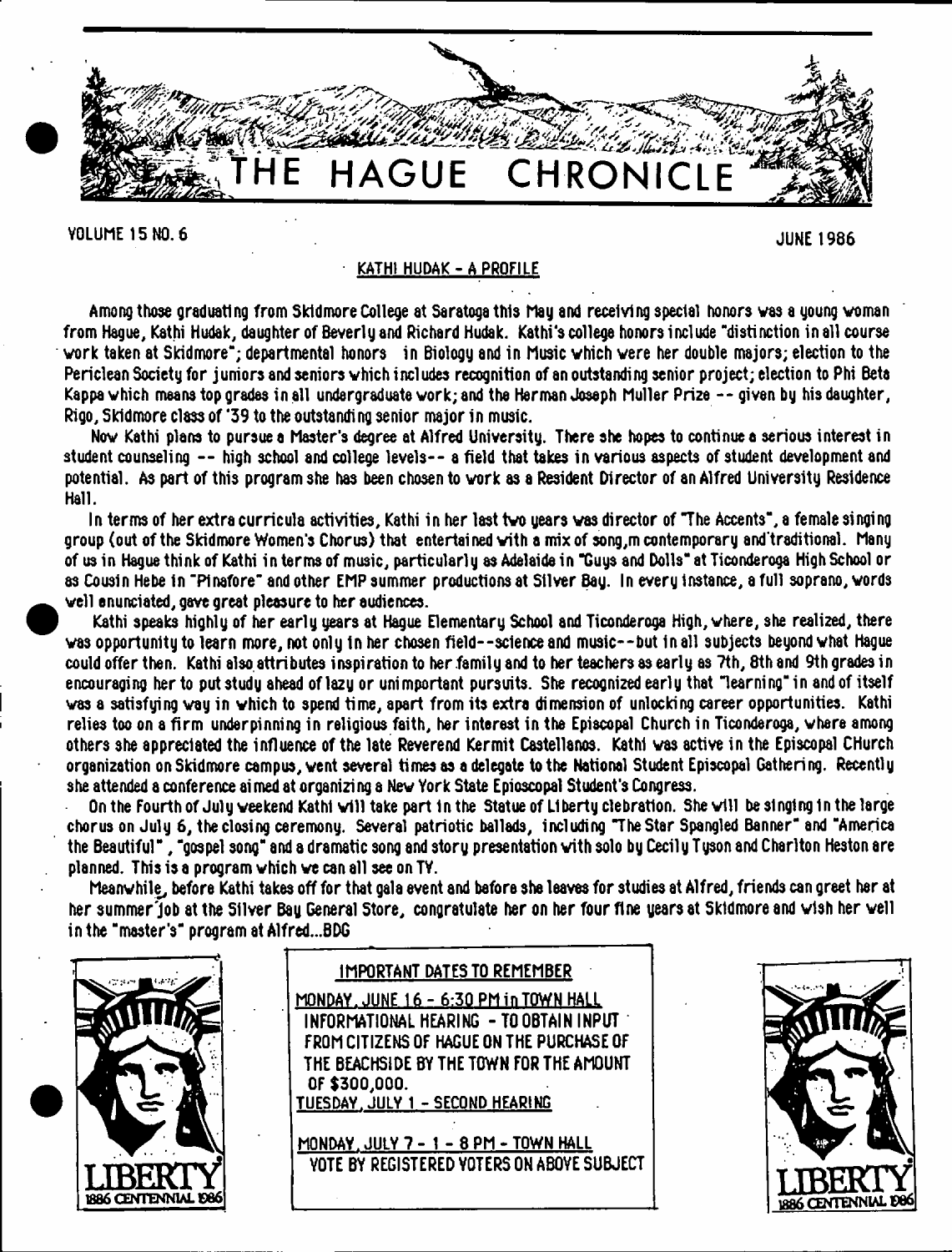# THE HAGUE CHRONICLE

VOLUME 15 NO. 6 JUNE 1986

## KATHI HUDAK - A PROFILE

Among those graduating from Skidmore College at Saratoga this May and receiving special honors was a young woman from Hague, Kathi Hudak, daughter of Beverly and Richard Hudak. Kathi's college honors include "distinction in all course work taken at Skidmore"; departmental honors in Biology and in Music which were her double majors; election to the Periclean Society for juniors and seniors which includes recognition of an outstanding senior project; election to Phi Beta Kappa which means top grades in all undergraduate work; and the Herman Joseph Muller Prize -- given by his daughter, Rigo, Skidmore class of '39 to the outstanding senior major in music.

Now Kathi plans to pursue a Master's degree at Alfred University. There she hopes to continue a serious interest in student counseling -- high school and college levels-- a field that takes in various aspects of student development and potential. As part of this program she has been chosen to work as a Resident Director of an Alfred University Residence Hall.

In terms of her extra curricula activities, Kathi in her last two years was director of "The Accents", a female singing group (out of the Skidmore Women's Chorus) that entertained with a mix of song,m contemporary and traditional. Many of us in Hague think of Kathi in terms of music, particularly as Adelaide in "Guys and Dolls" at Ticonderoga High School or as Cousin Hebe in "Pinafore" and other EMP summer productions at Silver Bay. In every instance, a full soprano, words well enunciated, gave great pleasure to her audiences.

Kathi speaks highly of her early years at Hague Elementary School and Ticonderoga High, where, she realized, there was opportunity to learn more, not only in her chosen field--science and music--but in all subjects beyond what Hague could offer then. Kathi also attributes inspiration to her family and to her teachers as early as 7th, 8th and 9th grades in encouraging her to put study ahead of lazy or unimportant pursuits. She recognized early that "learning" in and of itself was a satisfying way in which to spend time, apart from its extra dimension of unlocking career opportunities. Kathi relies too on a firm underpinning in religious faith, her interest in the Episcopal Church in Ticonderoga, where among others she appreciated the influence of the late Reverend Kermit Castellanos. Kathi was active in the Episcopal CHurch organization on Skidmore campus, went several times as a delegate to the National Student Episcopal Gathering. Recently she attended a conference aimed at organizing a New York State Epioscopal Student's Congress.

On the Fourth of July weekend Kathi will take part in the Statue of Liberty clebration. She will be singing in the large chorus on July 6, the closing ceremony. Several patriotic ballads, including "The Star Spangled Banner" and "America the Beautiful", "gospel song" and a dramatic song and story presentation with solo by Cecily Tyson and Charlton Heston are planned. This is a program which we can all see on TV.

Meanwhile, before Kathi takes off for that gala event and before she leaves for studies at Alfred, friends can greet her at her summer job at the Silver Bay General Store, congratulate her on her four fine years at Skidmore and wish her well in the "master's" program at Alfred...BDG

LIBERTY 1886 CENTENNIAL 1986

### IMPORTANT DATES TO REMEMBER

MONDAY, JUNE 16 - 6:30 PM in TOWN HALL
INFORMATIONAL HEARING - TO OBTAIN INPUT FROM CITIZENS OF HAGUE ON THE PURCHASE OF THE BEACHSIDE BY THE TOWN FOR THE AMOUNT OF $300,000.

TUESDAY, JULY 1 - SECOND HEARING

MONDAY, JULY 7 - 1 - 8 PM - TOWN HALL
VOTE BY REGISTERED VOTERS ON ABOVE SUBJECT

LIBERTY 1886 CENTENNIAL 1986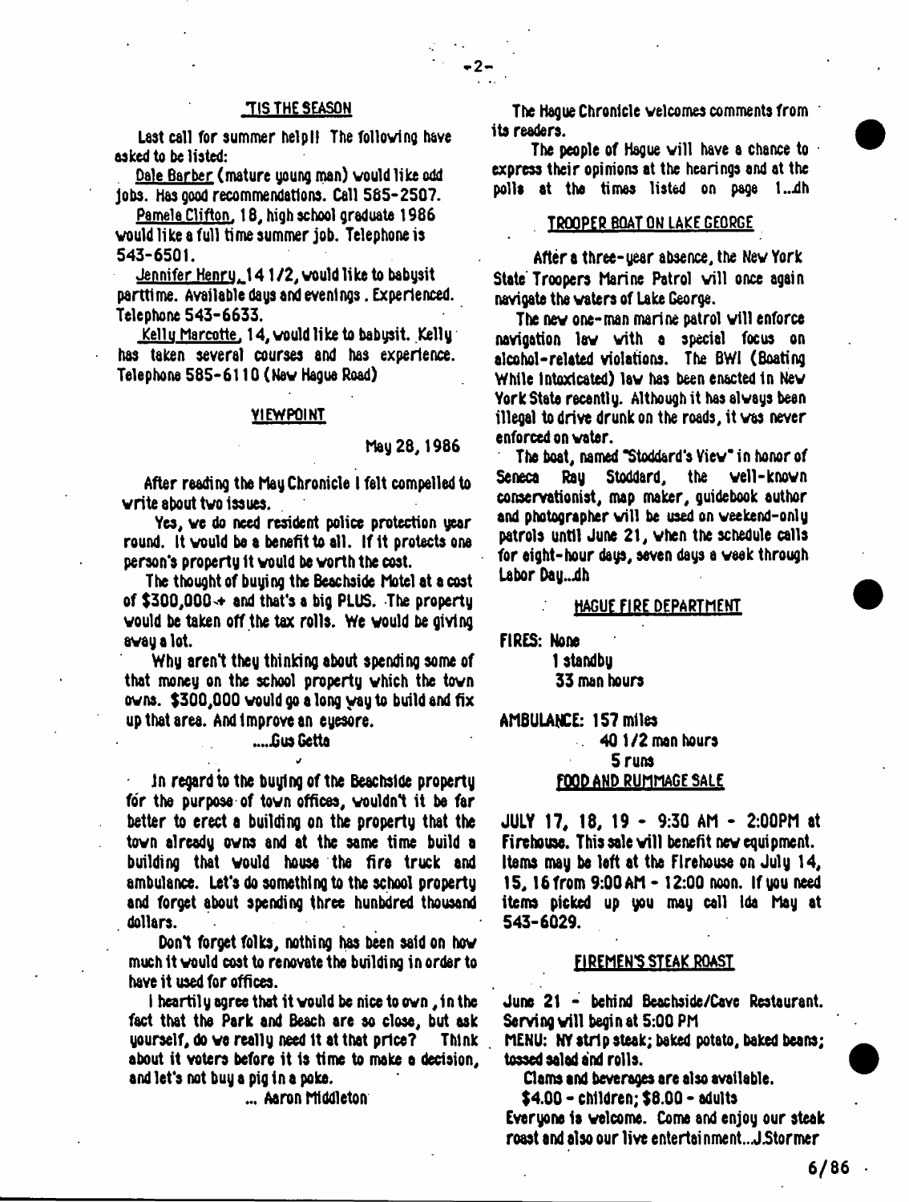## TIS THE SEASON

Last call for summer help!! The following have asked to be listed:

Dale Barber (mature young man) would like odd jobs. Has good recommendations. Call 585-2507.

Pamela Clifton, 18, high school graduate 1986 would like a full time summer job. Telephone is 543-6501.

Jennifer Henry, 14 1/2, would like to babysit parttime. Available days and evenings. Experienced. Telephone 543-6633.

Kelly Marcotte, 14, would like to babysit. Kelly has taken several courses and has experience. Telephone 585-6110 (New Hague Road)

## VIEWPOINT

May 28, 1986

After reading the May Chronicle I felt compelled to write about two issues.

Yes, we do need resident police protection year round. It would be a benefit to all. If it protects one person's property it would be worth the cost.

The thought of buying the Beachside Motel at a cost of $300,000+ and that's a big PLUS. The property would be taken off the tax rolls. We would be giving away a lot.

Why aren't they thinking about spending some of that money on the school property which the town owns. $300,000 would go a long way to build and fix up that area. And improve an eyesore.

.....Gus Getta

In regard to the buying of the Beachside property for the purpose of town offices, wouldn't it be far better to erect a building on the property that the town already owns and at the same time build a building that would house the fire truck and ambulance. Let's do something to the school property and forget about spending three hunbdred thousand dollars.

Don't forget folks, nothing has been said on how much it would cost to renovate the building in order to have it used for offices.

I heartily agree that it would be nice to own, in the fact that the Park and Beach are so close, but ask yourself, do we really need it at that price? Think about it voters before it is time to make a decision, and let's not buy a pig in a poke.

... Aaron Middleton

The Hague Chronicle welcomes comments from its readers.

The people of Hague will have a chance to express their opinions at the hearings and at the polls at the times listed on page 1...dh

## TROOPER BOAT ON LAKE GEORGE

After a three-year absence, the New York State Troopers Marine Patrol will once again navigate the waters of Lake George.

The new one-man marine patrol will enforce navigation law with a special focus on alcohol-related violations. The BWI (Boating While Intoxicated) law has been enacted in New York State recently. Although it has always been illegal to drive drunk on the roads, it was never enforced on water.

The boat, named "Stoddard's View" in honor of Seneca Ray Stoddard, the well-known conservationist, map maker, guidebook author and photographer will be used on weekend-only patrols until June 21, when the schedule calls for eight-hour days, seven days a week through Labor Day...dh

## HAGUE FIRE DEPARTMENT

FIRES: None
1 standby
33 man hours

AMBULANCE: 157 miles
40 1/2 man hours
5 runs

## FOOD AND RUMMAGE SALE

JULY 17, 18, 19 - 9:30 AM - 2:00PM at Firehouse. This sale will benefit new equipment. Items may be left at the Firehouse on July 14, 15, 16 from 9:00 AM - 12:00 noon. If you need items picked up you may call Ida May at 543-6029.

## FIREMEN'S STEAK ROAST

June 21 - behind Beachside/Cave Restaurant. Serving will begin at 5:00 PM

MENU: NY strip steak; baked potato, baked beans; tossed salad and rolls.

Clams and beverages are also available.

$4.00 - children; $8.00 - adults

Everyone is welcome. Come and enjoy our steak roast and also our live entertainment...J.Stormer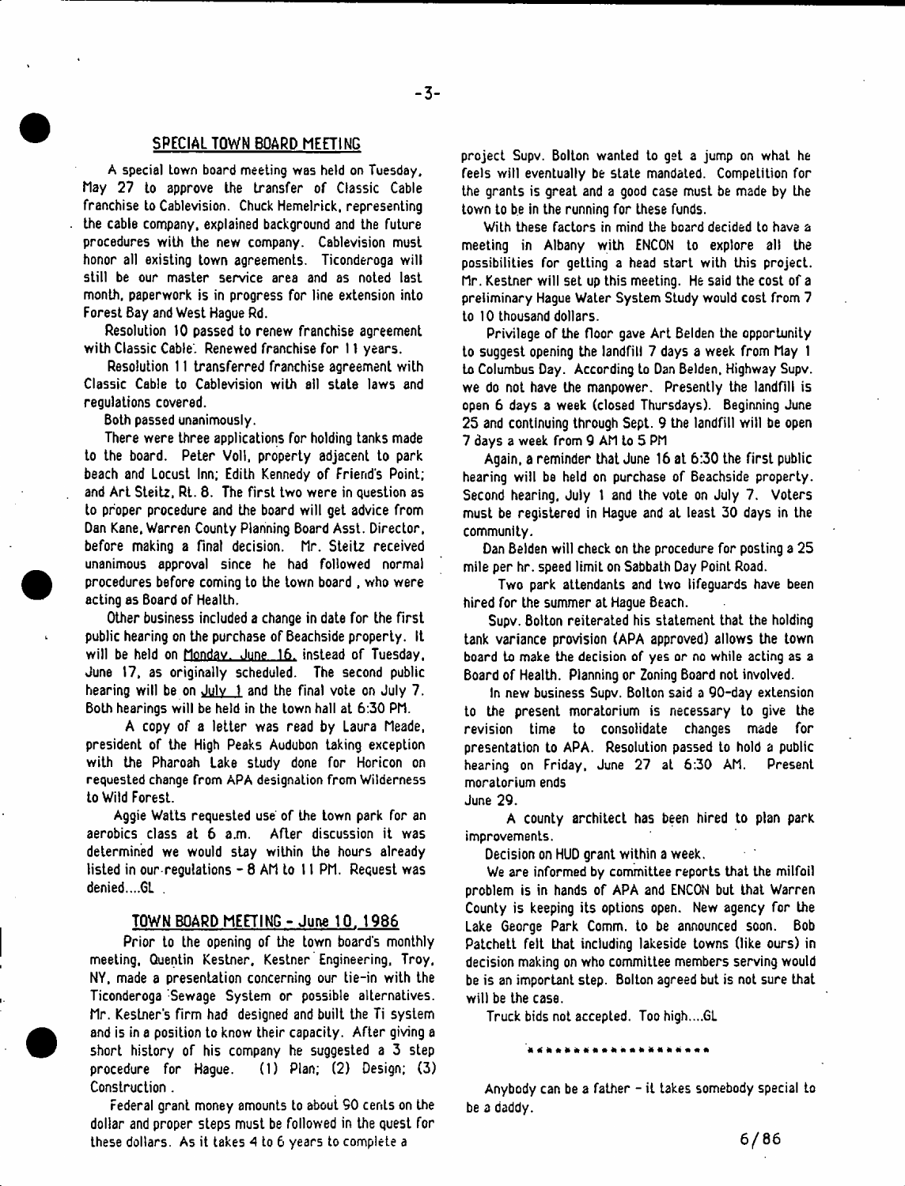## SPECIAL TOWN BOARD MEETING

A special town board meeting was held on Tuesday, May 27 to approve the transfer of Classic Cable franchise to Cablevision. Chuck Hemelrick, representing the cable company, explained background and the future procedures with the new company. Cablevision must honor all existing town agreements. Ticonderoga will still be our master service area and as noted last month, paperwork is in progress for line extension into Forest Bay and West Hague Rd.

Resolution 10 passed to renew franchise agreement with Classic Cable. Renewed franchise for 11 years.

Resolution 11 transferred franchise agreement with Classic Cable to Cablevision with all state laws and regulations covered.

Both passed unanimously.

There were three applications for holding tanks made to the board. Peter Voll, property adjacent to park beach and Locust Inn; Edith Kennedy of Friend's Point; and Art Steitz, Rt. 8. The first two were in question as to proper procedure and the board will get advice from Dan Kane, Warren County Planning Board Asst. Director, before making a final decision. Mr. Steitz received unanimous approval since he had followed normal procedures before coming to the town board, who were acting as Board of Health.

Other business included a change in date for the first public hearing on the purchase of Beachside property. It will be held on Monday, June 16, instead of Tuesday, June 17, as originally scheduled. The second public hearing will be on July 1 and the final vote on July 7. Both hearings will be held in the town hall at 6:30 PM.

A copy of a letter was read by Laura Meade, president of the High Peaks Audubon taking exception with the Pharoah Lake study done for Horicon on requested change from APA designation from Wilderness to Wild Forest.

Aggie Watts requested use of the town park for an aerobics class at 6 a.m. After discussion it was determined we would stay within the hours already listed in our regulations - 8 AM to 11 PM. Request was denied....GL

## TOWN BOARD MEETING - June 10, 1986

Prior to the opening of the town board's monthly meeting, Quentin Kestner, Kestner Engineering, Troy, NY, made a presentation concerning our tie-in with the Ticonderoga Sewage System or possible alternatives. Mr. Kestner's firm had designed and built the Ti system and is in a position to know their capacity. After giving a short history of his company he suggested a 3 step procedure for Hague. (1) Plan; (2) Design; (3) Construction.

Federal grant money amounts to about 90 cents on the dollar and proper steps must be followed in the quest for these dollars. As it takes 4 to 6 years to complete a project Supv. Bolton wanted to get a jump on what he feels will eventually be state mandated. Competition for the grants is great and a good case must be made by the town to be in the running for these funds.

With these factors in mind the board decided to have a meeting in Albany with ENCON to explore all the possibilities for getting a head start with this project. Mr. Kestner will set up this meeting. He said the cost of a preliminary Hague Water System Study would cost from 7 to 10 thousand dollars.

Privilege of the floor gave Art Belden the opportunity to suggest opening the landfill 7 days a week from May 1 to Columbus Day. According to Dan Belden, Highway Supv. we do not have the manpower. Presently the landfill is open 6 days a week (closed Thursdays). Beginning June 25 and continuing through Sept. 9 the landfill will be open 7 days a week from 9 AM to 5 PM

Again, a reminder that June 16 at 6:30 the first public hearing will be held on purchase of Beachside property. Second hearing, July 1 and the vote on July 7. Voters must be registered in Hague and at least 30 days in the community.

Dan Belden will check on the procedure for posting a 25 mile per hr. speed limit on Sabbath Day Point Road.

Two park attendants and two lifeguards have been hired for the summer at Hague Beach.

Supv. Bolton reiterated his statement that the holding tank variance provision (APA approved) allows the town board to make the decision of yes or no while acting as a Board of Health. Planning or Zoning Board not involved.

In new business Supv. Bolton said a 90-day extension to the present moratorium is necessary to give the revision time to consolidate changes made for presentation to APA. Resolution passed to hold a public hearing on Friday, June 27 at 6:30 AM. Present moratorium ends June 29.

A county architect has been hired to plan park improvements.

Decision on HUD grant within a week.

We are informed by committee reports that the milfoil problem is in hands of APA and ENCON but that Warren County is keeping its options open. New agency for the Lake George Park Comm. to be announced soon. Bob Patchett felt that including lakeside towns (like ours) in decision making on who committee members serving would be is an important step. Bolton agreed but is not sure that will be the case.

Truck bids not accepted. Too high....GL

*******************

Anybody can be a father - it takes somebody special to be a daddy.

6/86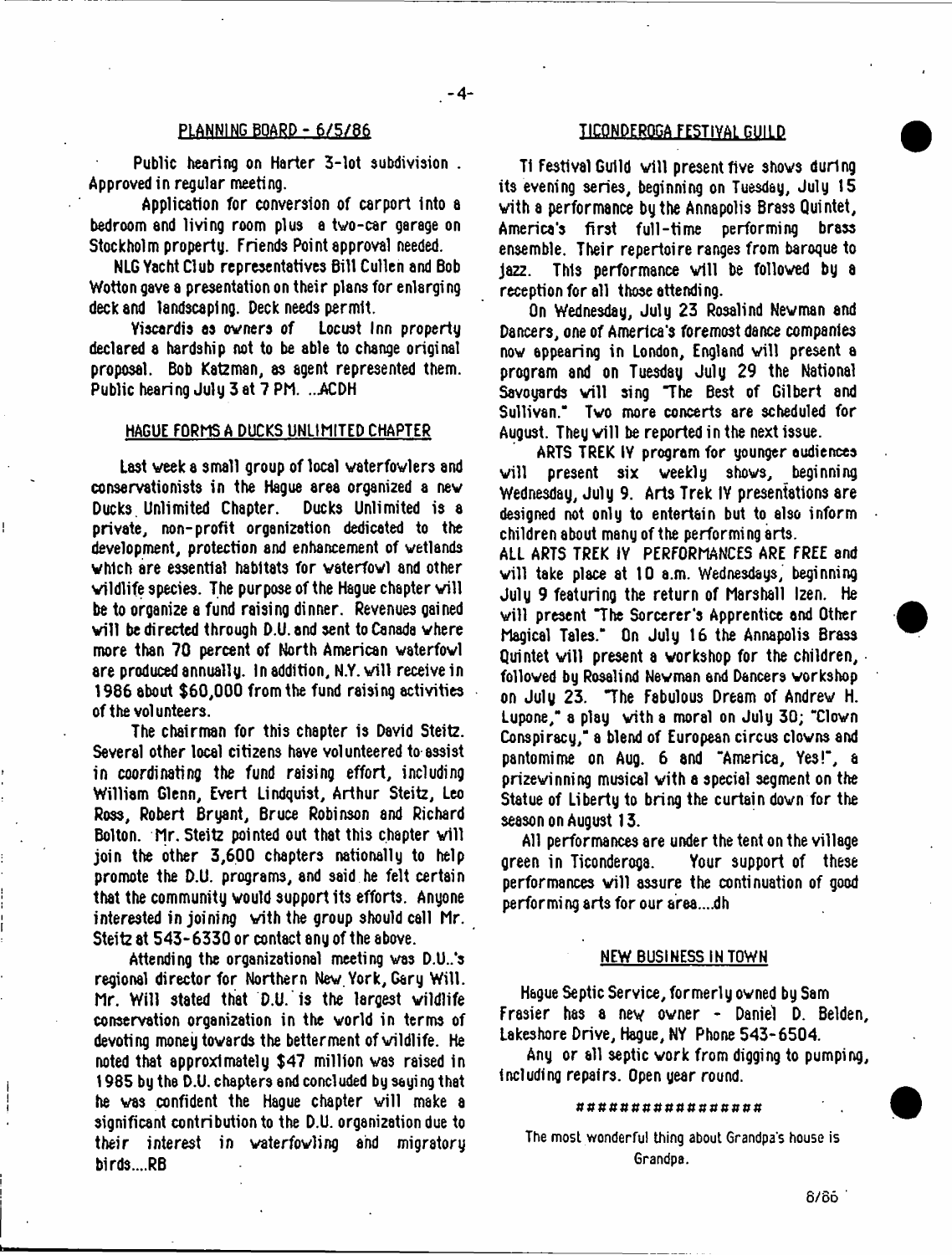## PLANNING BOARD - 6/5/86

Public hearing on Harter 3-lot subdivision . Approved in regular meeting.

Application for conversion of carport into a bedroom and living room plus a two-car garage on Stockholm property. Friends Point approval needed.

NLG Yacht Club representatives Bill Cullen and Bob Wotton gave a presentation on their plans for enlarging deck and landscaping. Deck needs permit.

Viscardis as owners of Locust Inn property declared a hardship not to be able to change original proposal. Bob Katzman, as agent represented them. Public hearing July 3 at 7 PM. ...ACDH

## HAGUE FORMS A DUCKS UNLIMITED CHAPTER

Last week a small group of local waterfowlers and conservationists in the Hague area organized a new Ducks Unlimited Chapter. Ducks Unlimited is a private, non-profit organization dedicated to the development, protection and enhancement of wetlands which are essential habitats for waterfowl and other wildlife species. The purpose of the Hague chapter will be to organize a fund raising dinner. Revenues gained will be directed through D.U. and sent to Canada where more than 70 percent of North American waterfowl are produced annually. In addition, N.Y. will receive in 1986 about $60,000 from the fund raising activities of the volunteers.

The chairman for this chapter is David Steitz. Several other local citizens have volunteered to assist in coordinating the fund raising effort, including William Glenn, Evert Lindquist, Arthur Steitz, Leo Ross, Robert Bryant, Bruce Robinson and Richard Bolton. Mr. Steitz pointed out that this chapter will join the other 3,600 chapters nationally to help promote the D.U. programs, and said he felt certain that the community would support its efforts. Anyone interested in joining with the group should call Mr. Steitz at 543-6330 or contact any of the above.

Attending the organizational meeting was D.U.'s regional director for Northern New York, Gary Will. Mr. Will stated that D.U. is the largest wildlife conservation organization in the world in terms of devoting money towards the betterment of wildlife. He noted that approximately $47 million was raised in 1985 by the D.U. chapters and concluded by saying that he was confident the Hague chapter will make a significant contribution to the D.U. organization due to their interest in waterfowling and migratory birds....RB

## TICONDEROGA FESTIVAL GUILD

Ti Festival Guild will present five shows during its evening series, beginning on Tuesday, July 15 with a performance by the Annapolis Brass Quintet, America's first full-time performing brass ensemble. Their repertoire ranges from baroque to jazz. This performance will be followed by a reception for all those attending.

On Wednesday, July 23 Rosalind Newman and Dancers, one of America's foremost dance companies now appearing in London, England will present a program and on Tuesday July 29 the National Savoyards will sing "The Best of Gilbert and Sullivan." Two more concerts are scheduled for August. They will be reported in the next issue.

ARTS TREK IV program for younger audiences will present six weekly shows, beginning Wednesday, July 9. Arts Trek IV presentations are designed not only to entertain but to also inform children about many of the performing arts.

ALL ARTS TREK IV PERFORMANCES ARE FREE and will take place at 10 a.m. Wednesdays, beginning July 9 featuring the return of Marshall Izen. He will present "The Sorcerer's Apprentice and Other Magical Tales." On July 16 the Annapolis Brass Quintet will present a workshop for the children, followed by Rosalind Newman and Dancers workshop on July 23. "The Fabulous Dream of Andrew H. Lupone," a play with a moral on July 30; "Clown Conspiracy," a blend of European circus clowns and pantomime on Aug. 6 and "America, Yes!", a prizewinning musical with a special segment on the Statue of Liberty to bring the curtain down for the season on August 13.

All performances are under the tent on the village green in Ticonderoga. Your support of these performances will assure the continuation of good performing arts for our area....dh

## NEW BUSINESS IN TOWN

Hague Septic Service, formerly owned by Sam Frasier has a new owner - Daniel D. Belden, Lakeshore Drive, Hague, NY Phone 543-6504.

Any or all septic work from digging to pumping, including repairs. Open year round.

################

The most wonderful thing about Grandpa's house is Grandpa.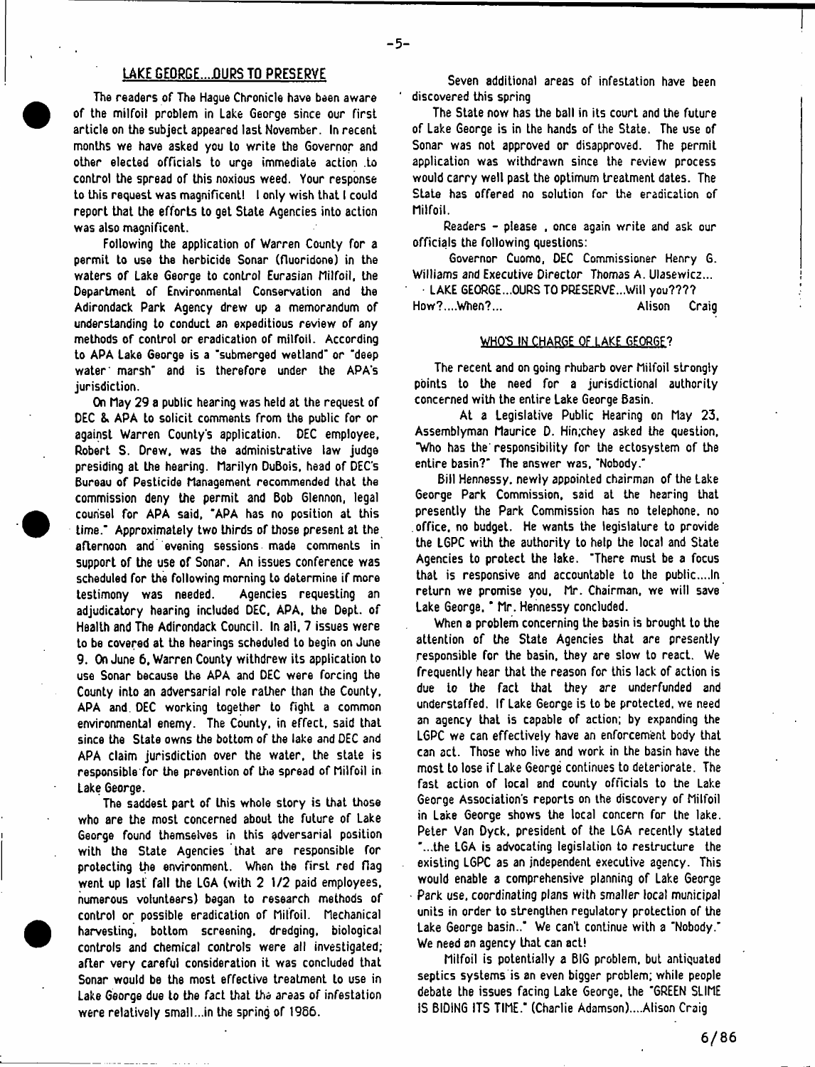## LAKE GEORGE...OURS TO PRESERVE

The readers of The Hague Chronicle have been aware of the milfoil problem in Lake George since our first article on the subject appeared last November. In recent months we have asked you to write the Governor and other elected officials to urge immediate action to control the spread of this noxious weed. Your response to this request was magnificent! I only wish that I could report that the efforts to get State Agencies into action was also magnificent.

Following the application of Warren County for a permit to use the herbicide Sonar (fluoridone) in the waters of Lake George to control Eurasian Milfoil, the Department of Environmental Conservation and the Adirondack Park Agency drew up a memorandum of understanding to conduct an expeditious review of any methods of control or eradication of milfoil. According to APA Lake George is a "submerged wetland" or "deep water marsh" and is therefore under the APA's jurisdiction.

On May 29 a public hearing was held at the request of DEC & APA to solicit comments from the public for or against Warren County's application. DEC employee, Robert S. Drew, was the administrative law judge presiding at the hearing. Marilyn DuBois, head of DEC's Bureau of Pesticide Management recommended that the commission deny the permit and Bob Glennon, legal counsel for APA said, "APA has no position at this time." Approximately two thirds of those present at the afternoon and evening sessions made comments in support of the use of Sonar. An issues conference was scheduled for the following morning to determine if more testimony was needed. Agencies requesting an adjudicatory hearing included DEC, APA, the Dept. of Health and The Adirondack Council. In all, 7 issues were to be covered at the hearings scheduled to begin on June 9. On June 6, Warren County withdrew its application to use Sonar because the APA and DEC were forcing the County into an adversarial role rather than the County, APA and DEC working together to fight a common environmental enemy. The County, in effect, said that since the State owns the bottom of the lake and DEC and APA claim jurisdiction over the water, the state is responsible for the prevention of the spread of Milfoil in Lake George.

The saddest part of this whole story is that those who are the most concerned about the future of Lake George found themselves in this adversarial position with the State Agencies that are responsible for protecting the environment. When the first red flag went up last fall the LGA (with 2 1/2 paid employees, numerous volunteers) began to research methods of control or possible eradication of Milfoil. Mechanical harvesting, bottom screening, dredging, biological controls and chemical controls were all investigated; after very careful consideration it was concluded that Sonar would be the most effective treatment to use in Lake George due to the fact that the areas of infestation were relatively small...in the spring of 1986.

Seven additional areas of infestation have been discovered this spring

The State now has the ball in its court and the future of Lake George is in the hands of the State. The use of Sonar was not approved or disapproved. The permit application was withdrawn since the review process would carry well past the optimum treatment dates. The State has offered no solution for the eradication of Milfoil.

Readers - please , once again write and ask our officials the following questions:

Governor Cuomo, DEC Commissioner Henry G. Williams and Executive Director Thomas A. Ulasewicz...

LAKE GEORGE...OURS TO PRESERVE...Will you????
How?....When?...

Alison Craig

## WHO'S IN CHARGE OF LAKE GEORGE?

The recent and on going rhubarb over Milfoil strongly points to the need for a jurisdictional authority concerned with the entire Lake George Basin.

At a Legislative Public Hearing on May 23, Assemblyman Maurice D. Hinchey asked the question, "Who has the responsibility for the ectosystem of the entire basin?" The answer was, "Nobody."

Bill Hennessy, newly appointed chairman of the Lake George Park Commission, said at the hearing that presently the Park Commission has no telephone, no office, no budget. He wants the legislature to provide the LGPC with the authority to help the local and State Agencies to protect the lake. "There must be a focus that is responsive and accountable to the public....In return we promise you, Mr. Chairman, we will save Lake George, " Mr. Hennessy concluded.

When a problem concerning the basin is brought to the attention of the State Agencies that are presently responsible for the basin, they are slow to react. We frequently hear that the reason for this lack of action is due to the fact that they are underfunded and understaffed. If Lake George is to be protected, we need an agency that is capable of action; by expanding the LGPC we can effectively have an enforcement body that can act. Those who live and work in the basin have the most to lose if Lake George continues to deteriorate. The fast action of local and county officials to the Lake George Association's reports on the discovery of Milfoil in Lake George shows the local concern for the lake. Peter Van Dyck, president of the LGA recently stated "...the LGA is advocating legislation to restructure the existing LGPC as an independent executive agency. This would enable a comprehensive planning of Lake George Park use, coordinating plans with smaller local municipal units in order to strengthen regulatory protection of the Lake George basin.." We can't continue with a "Nobody." We need an agency that can act!

Milfoil is potentially a BIG problem, but antiquated septics systems is an even bigger problem; while people debate the issues facing Lake George, the "GREEN SLIME IS BIDING ITS TIME." (Charlie Adamson)....Alison Craig

6/86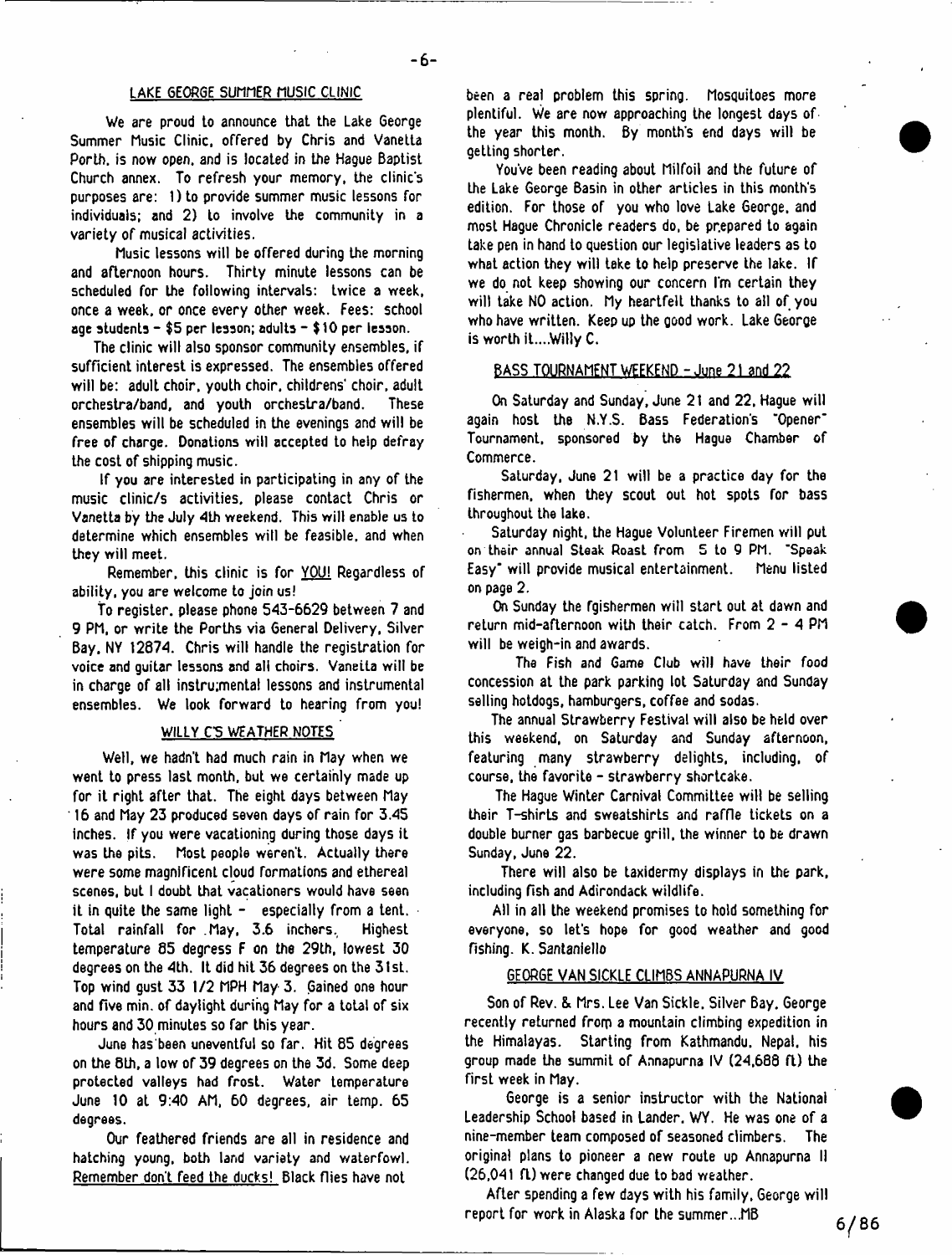## LAKE GEORGE SUMMER MUSIC CLINIC

We are proud to announce that the Lake George Summer Music Clinic, offered by Chris and Vanetta Porth, is now open, and is located in the Hague Baptist Church annex. To refresh your memory, the clinic's purposes are: 1) to provide summer music lessons for individuals; and 2) to involve the community in a variety of musical activities.

Music lessons will be offered during the morning and afternoon hours. Thirty minute lessons can be scheduled for the following intervals: twice a week, once a week, or once every other week. Fees: school age students - $5 per lesson; adults - $10 per lesson.

The clinic will also sponsor community ensembles, if sufficient interest is expressed. The ensembles offered will be: adult choir, youth choir, childrens' choir, adult orchestra/band, and youth orchestra/band. These ensembles will be scheduled in the evenings and will be free of charge. Donations will accepted to help defray the cost of shipping music.

If you are interested in participating in any of the music clinic/s activities, please contact Chris or Vanetta by the July 4th weekend. This will enable us to determine which ensembles will be feasible, and when they will meet.

Remember, this clinic is for YOU! Regardless of ability, you are welcome to join us!

To register, please phone 543-6629 between 7 and 9 PM, or write the Porths via General Delivery, Silver Bay, NY 12874. Chris will handle the registration for voice and guitar lessons and all choirs. Vanetta will be in charge of all instru;mental lessons and instrumental ensembles. We look forward to hearing from you!

## WILLY C'S WEATHER NOTES

Well, we hadn't had much rain in May when we went to press last month, but we certainly made up for it right after that. The eight days between May 16 and May 23 produced seven days of rain for 3.45 inches. If you were vacationing during those days it was the pits. Most people weren't. Actually there were some magnificent cloud formations and ethereal scenes, but I doubt that vacationers would have seen it in quite the same light - especially from a tent. Total rainfall for May, 3.6 inchers. Highest temperature 85 degress F on the 29th, lowest 30 degrees on the 4th. It did hit 36 degrees on the 31st. Top wind gust 33 1/2 MPH May 3. Gained one hour and five min. of daylight during May for a total of six hours and 30 minutes so far this year.

June has been uneventful so far. Hit 85 degrees on the 8th, a low of 39 degrees on the 3d. Some deep protected valleys had frost. Water temperature June 10 at 9:40 AM, 60 degrees, air temp. 65 degrees.

Our feathered friends are all in residence and hatching young, both land variety and waterfowl. Remember don't feed the ducks! Black flies have not been a real problem this spring. Mosquitoes more plentiful. We are now approaching the longest days of the year this month. By month's end days will be getting shorter.

You've been reading about Milfoil and the future of the Lake George Basin in other articles in this month's edition. For those of you who love Lake George, and most Hague Chronicle readers do, be prepared to again take pen in hand to question our legislative leaders as to what action they will take to help preserve the lake. If we do not keep showing our concern I'm certain they will take NO action. My heartfelt thanks to all of you who have written. Keep up the good work. Lake George is worth it....Willy C.

## BASS TOURNAMENT WEEKEND - June 21 and 22

On Saturday and Sunday, June 21 and 22, Hague will again host the N.Y.S. Bass Federation's "Opener" Tournament, sponsored by the Hague Chamber of Commerce.

Saturday, June 21 will be a practice day for the fishermen, when they scout out hot spots for bass throughout the lake.

Saturday night, the Hague Volunteer Firemen will put on their annual Steak Roast from 5 to 9 PM. "Speak Easy" will provide musical entertainment. Menu listed on page 2.

On Sunday the fgishermen will start out at dawn and return mid-afternoon with their catch. From 2 - 4 PM will be weigh-in and awards.

The Fish and Game Club will have their food concession at the park parking lot Saturday and Sunday selling hotdogs, hamburgers, coffee and sodas.

The annual Strawberry Festival will also be held over this weekend, on Saturday and Sunday afternoon, featuring many strawberry delights, including, of course, the favorite - strawberry shortcake.

The Hague Winter Carnival Committee will be selling their T-shirts and sweatshirts and raffle tickets on a double burner gas barbecue grill, the winner to be drawn Sunday, June 22.

There will also be taxidermy displays in the park, including fish and Adirondack wildlife.

All in all the weekend promises to hold something for everyone, so let's hope for good weather and good fishing. K. Santaniello

## GEORGE VAN SICKLE CLIMBS ANNAPURNA IV

Son of Rev. & Mrs. Lee Van Sickle, Silver Bay, George recently returned from a mountain climbing expedition in the Himalayas. Starting from Kathmandu, Nepal, his group made the summit of Annapurna IV (24,688 ft) the first week in May.

George is a senior instructor with the National Leadership School based in Lander, WY. He was one of a nine-member team composed of seasoned climbers. The original plans to pioneer a new route up Annapurna II (26,041 ft) were changed due to bad weather.

After spending a few days with his family, George will report for work in Alaska for the summer...MB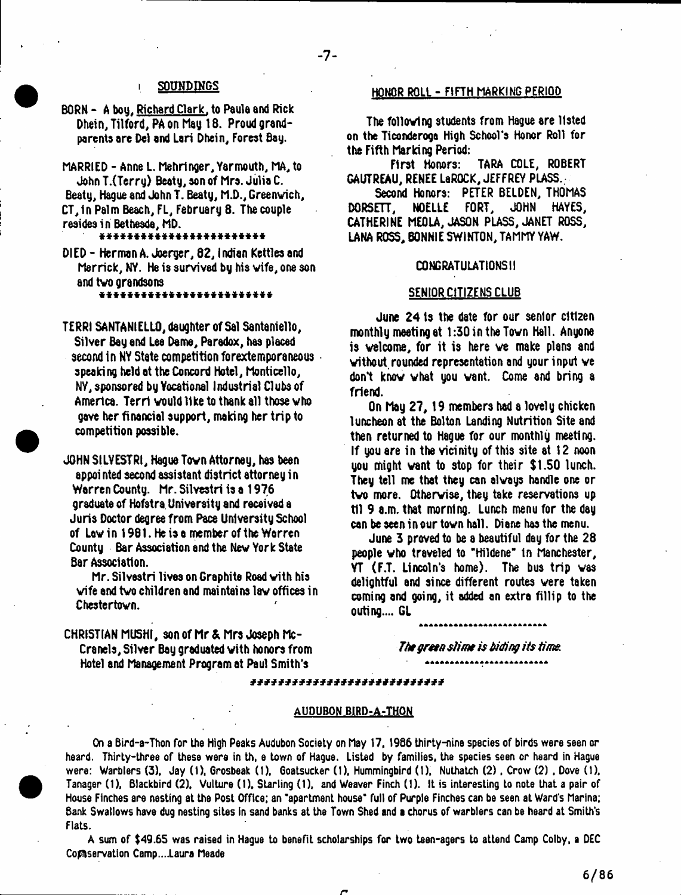## SOUNDINGS

BORN - A boy, Richard Clark, to Paule and Rick Dhein, Tilford, PA on May 18. Proud grandparents are Del and Lari Dhein, Forest Bay.

MARRIED - Anne L. Mehringer, Yarmouth, MA, to John T.(Terry) Beaty, son of Mrs. Julia C. Beaty, Hague and John T. Beaty, M.D., Greenwich, CT, in Palm Beach, FL, February 8. The couple resides in Bethesda, MD.

\*\*\*\*\*\*\*\*\*\*\*\*\*\*\*\*\*\*\*\*\*\*\*\*

DIED - Herman A. Joerger, 82, Indian Kettles and Merrick, NY. He is survived by his wife, one son and two grandsons

\*\*\*\*\*\*\*\*\*\*\*\*\*\*\*\*\*\*\*\*\*\*\*\*

TERRI SANTANIELLO, daughter of Sal Santaniello, Silver Bay and Lee Dame, Paradox, has placed second in NY State competition forextemporaneous speaking held at the Concord Hotel, Monticello, NY, sponsored by Vocational Industrial Clubs of America. Terri would like to thank all those who gave her financial support, making her trip to competition possible.

JOHN SILVESTRI, Hague Town Attorney, has been appointed second assistant district attorney in Warren County. Mr. Silvestri is a 1976 graduate of Hofstra University and received a Juris Doctor degree from Pace University School of Law in 1981. He is a member of the Warren County Bar Association and the New York State Bar Association.

Mr. Silvestri lives on Graphite Road with his wife and two children and maintains law offices in Chestertown.

CHRISTIAN MUSHI, son of Mr & Mrs Joseph Mc-Cranels, Silver Bay graduated with honors from Hotel and Management Program at Paul Smith's

## HONOR ROLL - FIFTH MARKING PERIOD

The following students from Hague are listed on the Ticonderoga High School's Honor Roll for the Fifth Marking Period:

First Honors: TARA COLE, ROBERT GAUTREAU, RENEE LeROCK, JEFFREY PLASS.

Second Honors: PETER BELDEN, THOMAS DORSETT, NOELLE FORT, JOHN HAYES, CATHERINE MEOLA, JASON PLASS, JANET ROSS, LANA ROSS, BONNIE SWINTON, TAMMY YAW.

CONGRATULATIONS!!

## SENIOR CITIZENS CLUB

June 24 is the date for our senior citizen monthly meeting at 1:30 in the Town Hall. Anyone is welcome, for it is here we make plans and without rounded representation and your input we don't know what you want. Come and bring a friend.

On May 27, 19 members had a lovely chicken luncheon at the Bolton Landing Nutrition Site and then returned to Hague for our monthly meeting. If you are in the vicinity of this site at 12 noon you might want to stop for their $1.50 lunch. They tell me that they can always handle one or two more. Otherwise, they take reservations up til 9 a.m. that morning. Lunch menu for the day can be seen in our town hall. Diane has the menu.

June 3 proved to be a beautiful day for the 28 people who traveled to "Hildene" in Manchester, VT (F.T. Lincoln's home). The bus trip was delightful and since different routes were taken coming and going, it added an extra fillip to the outing.... GL

\*\*\*\*\*\*\*\*\*\*\*\*\*\*\*\*\*\*\*\*\*\*\*\*

*The green slime is biding its time.*

\*\*\*\*\*\*\*\*\*\*\*\*\*\*\*\*\*\*\*\*\*\*\*\*

## AUDUBON BIRD-A-THON

On a Bird-a-Thon for the High Peaks Audubon Society on May 17, 1986 thirty-nine species of birds were seen or heard. Thirty-three of these were in th, e town of Hague. Listed by families, the species seen or heard in Hague were: Warblers (3), Jay (1), Grosbeak (1), Goatsucker (1), Hummingbird (1), Nuthatch (2), Crow (2), Dove (1), Tanager (1), Blackbird (2), Vulture (1), Starling (1), and Weaver Finch (1). It is interesting to note that a pair of House Finches are nesting at the Post Office; an "apartment house" full of Purple Finches can be seen at Ward's Marina; Bank Swallows have dug nesting sites in sand banks at the Town Shed and a chorus of warblers can be heard at Smith's Flats.

A sum of $49.65 was raised in Hague to benefit scholarships for two teen-agers to attend Camp Colby, a DEC Conservation Camp....Laura Meade

6/86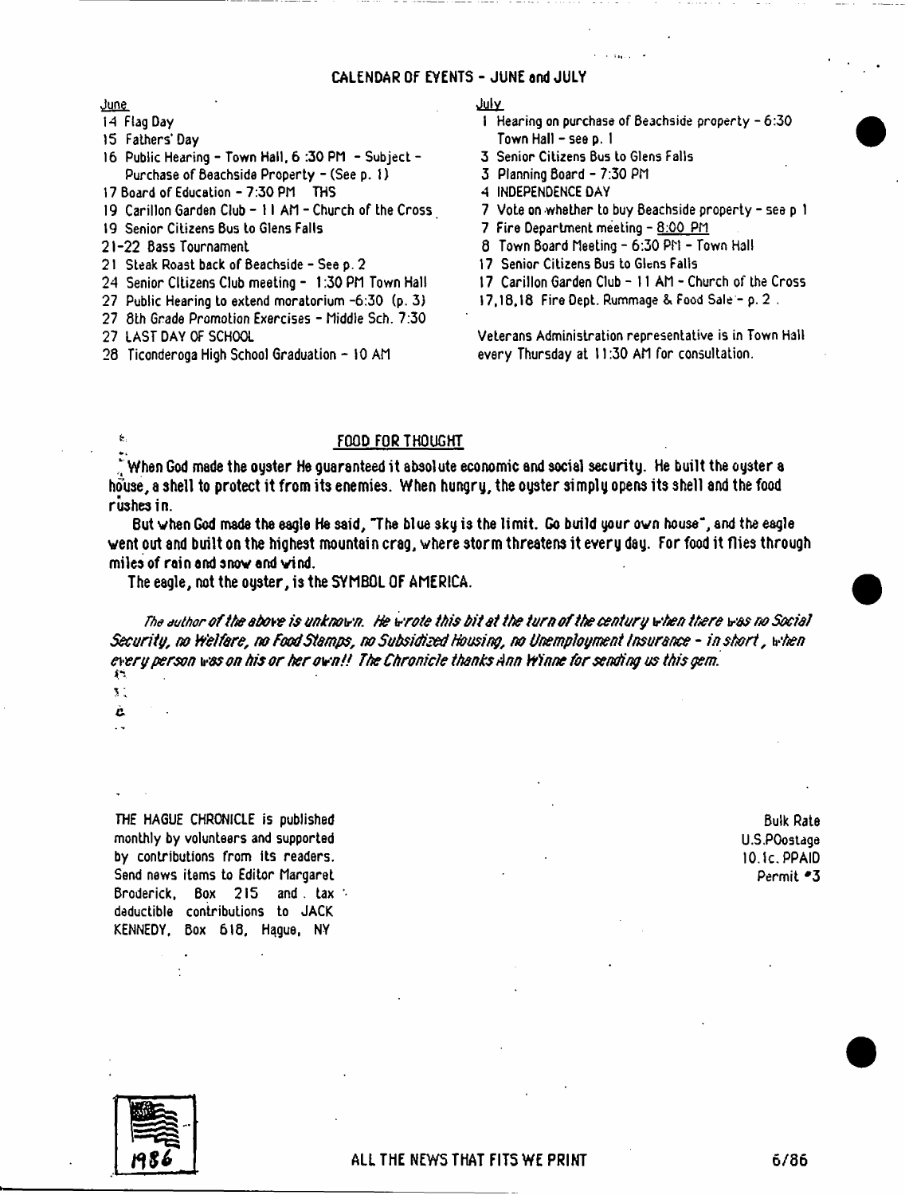## CALENDAR OF EVENTS - JUNE and JULY

**June**

- 14 Flag Day
- 15 Fathers' Day
- 16 Public Hearing - Town Hall, 6 :30 PM - Subject - Purchase of Beachside Property - (See p. 1)
- 17 Board of Education - 7:30 PM THS
- 19 Carillon Garden Club - 11 AM - Church of the Cross
- 19 Senior Citizens Bus to Glens Falls
- 21-22 Bass Tournament
- 21 Steak Roast back of Beachside - See p. 2
- 24 Senior Citizens Club meeting - 1:30 PM Town Hall
- 27 Public Hearing to extend moratorium -6:30 (p. 3)
- 27 8th Grade Promotion Exercises - Middle Sch. 7:30
- 27 LAST DAY OF SCHOOL
- 28 Ticonderoga High School Graduation - 10 AM

**July**

- 1 Hearing on purchase of Beachside property - 6:30 Town Hall - see p. 1
- 3 Senior Citizens Bus to Glens Falls
- 3 Planning Board - 7:30 PM
- 4 INDEPENDENCE DAY
- 7 Vote on whether to buy Beachside property - see p 1
- 7 Fire Department meeting - 8:00 PM
- 8 Town Board Meeting - 6:30 PM - Town Hall
- 17 Senior Citizens Bus to Glens Falls
- 17 Carillon Garden Club - 11 AM - Church of the Cross
- 17,18,18 Fire Dept. Rummage & Food Sale - p. 2

Veterans Administration representative is in Town Hall every Thursday at 11:30 AM for consultation.

## FOOD FOR THOUGHT

When God made the oyster He guaranteed it absolute economic and social security. He built the oyster a house, a shell to protect it from its enemies. When hungry, the oyster simply opens its shell and the food rushes in.

But when God made the eagle He said, "The blue sky is the limit. Go build your own house", and the eagle went out and built on the highest mountain crag, where storm threatens it every day. For food it flies through miles of rain and snow and wind.

The eagle, not the oyster, is the SYMBOL OF AMERICA.

*The author of the above is unknown. He wrote this bit at the turn of the century when there was no Social Security, no Welfare, no Food Stamps, no Subsidized Housing, no Unemployment Insurance - in short, when every person was on his or her own!! The Chronicle thanks Ann Winne for sending us this gem.*

THE HAGUE CHRONICLE is published monthly by volunteers and supported by contributions from its readers. Send news items to Editor Margaret Broderick, Box 215 and tax deductible contributions to JACK KENNEDY, Box 618, Hague, NY

Bulk Rate
U.S.POostage
10.1c. PPAID
Permit #3

1986

ALL THE NEWS THAT FITS WE PRINT

6/86